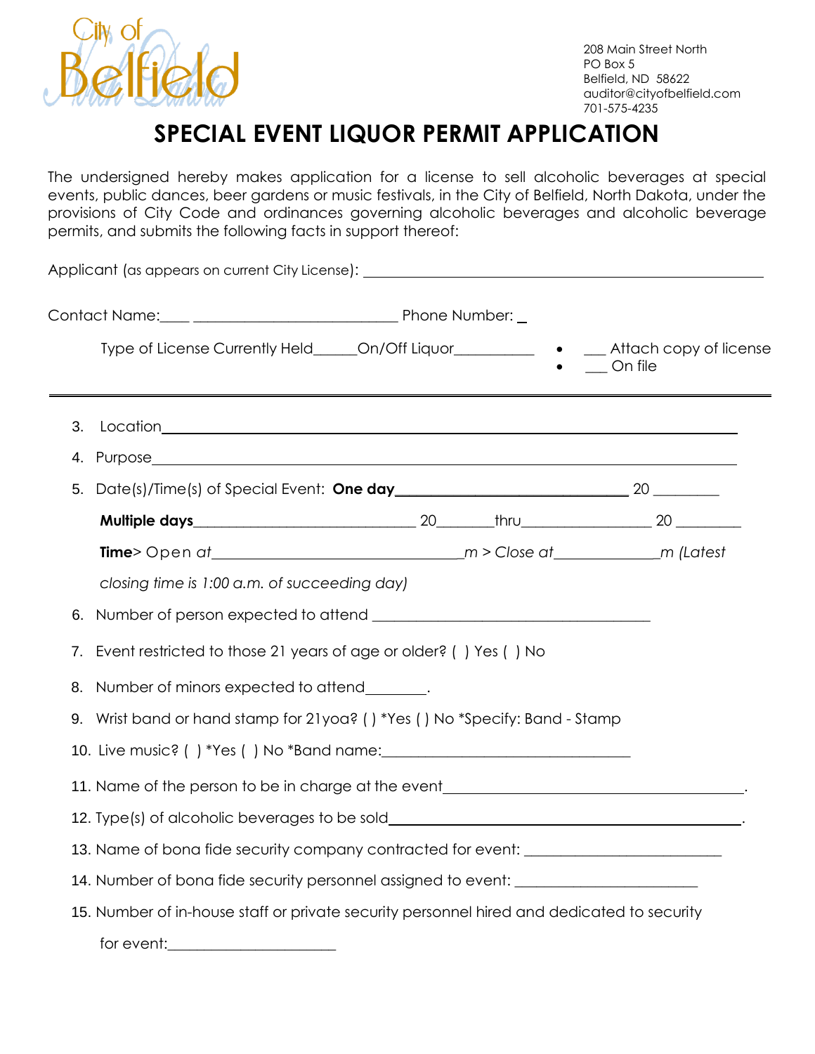City of Belfield

208 Main Street North
PO Box 5
Belfield, ND 58622
auditor@cityofbelfield.com
701-575-4235

# SPECIAL EVENT LIQUOR PERMIT APPLICATION

The undersigned hereby makes application for a license to sell alcoholic beverages at special events, public dances, beer gardens or music festivals, in the City of Belfield, North Dakota, under the provisions of City Code and ordinances governing alcoholic beverages and alcoholic beverage permits, and submits the following facts in support thereof:

Applicant (as appears on current City License): ______________________________

Contact Name:____ ___________________________ Phone Number: _

Type of License Currently Held______On/Off Liquor__________

- ___ Attach copy of license
- ___ On file

---

3. Location______________________________
4. Purpose______________________________
5. Date(s)/Time(s) of Special Event: **One day**______________________________ 20 _________

   **Multiple days**______________________________ 20_______thru_________________ 20 _________

   **Time**> Open at________________________________m > Close at_____________m *(Latest closing time is 1:00 a.m. of succeeding day)*
6. Number of person expected to attend ______________________________
7. Event restricted to those 21 years of age or older? ( ) Yes ( ) No
8. Number of minors expected to attend________.
9. Wrist band or hand stamp for 21yoa? ( ) *Yes ( ) No *Specify: Band - Stamp
10. Live music? ( ) *Yes ( ) No *Band name:______________________________
11. Name of the person to be in charge at the event______________________________.
12. Type(s) of alcoholic beverages to be sold______________________________.
13. Name of bona fide security company contracted for event: ______________________________
14. Number of bona fide security personnel assigned to event: ______________________________
15. Number of in-house staff or private security personnel hired and dedicated to security

    for event:______________________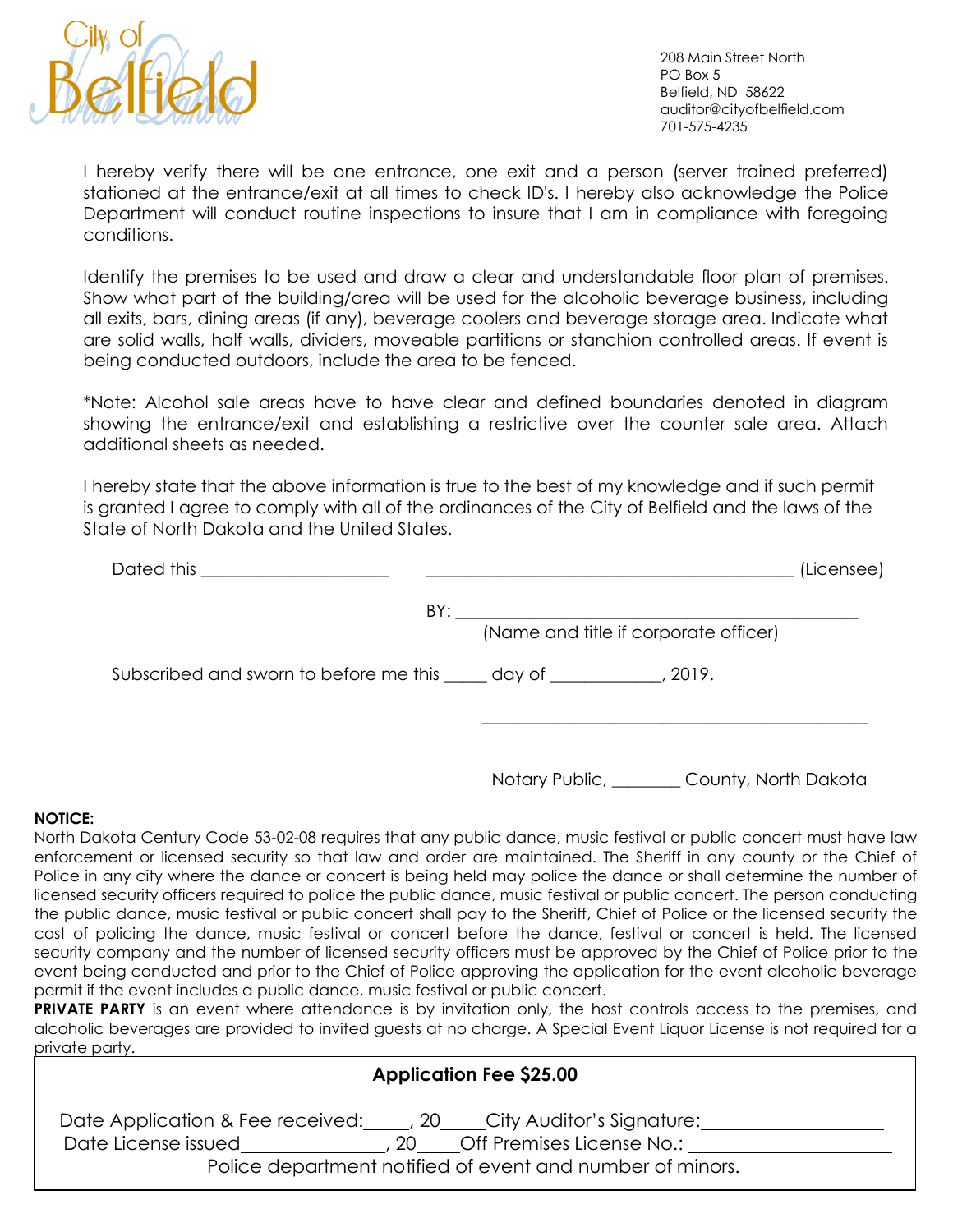City of Belfield

208 Main Street North
PO Box 5
Belfield, ND 58622
auditor@cityofbelfield.com
701-575-4235

I hereby verify there will be one entrance, one exit and a person (server trained preferred) stationed at the entrance/exit at all times to check ID's. I hereby also acknowledge the Police Department will conduct routine inspections to insure that I am in compliance with foregoing conditions.

Identify the premises to be used and draw a clear and understandable floor plan of premises. Show what part of the building/area will be used for the alcoholic beverage business, including all exits, bars, dining areas (if any), beverage coolers and beverage storage area. Indicate what are solid walls, half walls, dividers, moveable partitions or stanchion controlled areas. If event is being conducted outdoors, include the area to be fenced.

*Note: Alcohol sale areas have to have clear and defined boundaries denoted in diagram showing the entrance/exit and establishing a restrictive over the counter sale area. Attach additional sheets as needed.

I hereby state that the above information is true to the best of my knowledge and if such permit is granted I agree to comply with all of the ordinances of the City of Belfield and the laws of the State of North Dakota and the United States.

Dated this ____________________ ________________________________________ (Licensee)

BY: ____________________________________________
(Name and title if corporate officer)

Subscribed and sworn to before me this _____ day of ____________, 2019.

________________________________________

Notary Public, ________ County, North Dakota

**NOTICE:**
North Dakota Century Code 53-02-08 requires that any public dance, music festival or public concert must have law enforcement or licensed security so that law and order are maintained. The Sheriff in any county or the Chief of Police in any city where the dance or concert is being held may police the dance or shall determine the number of licensed security officers required to police the public dance, music festival or public concert. The person conducting the public dance, music festival or public concert shall pay to the Sheriff, Chief of Police or the licensed security the cost of policing the dance, music festival or concert before the dance, festival or concert is held. The licensed security company and the number of licensed security officers must be approved by the Chief of Police prior to the event being conducted and prior to the Chief of Police approving the application for the event alcoholic beverage permit if the event includes a public dance, music festival or public concert.
**PRIVATE PARTY** is an event where attendance is by invitation only, the host controls access to the premises, and alcoholic beverages are provided to invited guests at no charge. A Special Event Liquor License is not required for a private party.

**Application Fee $25.00**

Date Application & Fee received:_____, 20____ City Auditor's Signature:__________________
Date License issued_______________, 20____ Off Premises License No.: ____________________
Police department notified of event and number of minors.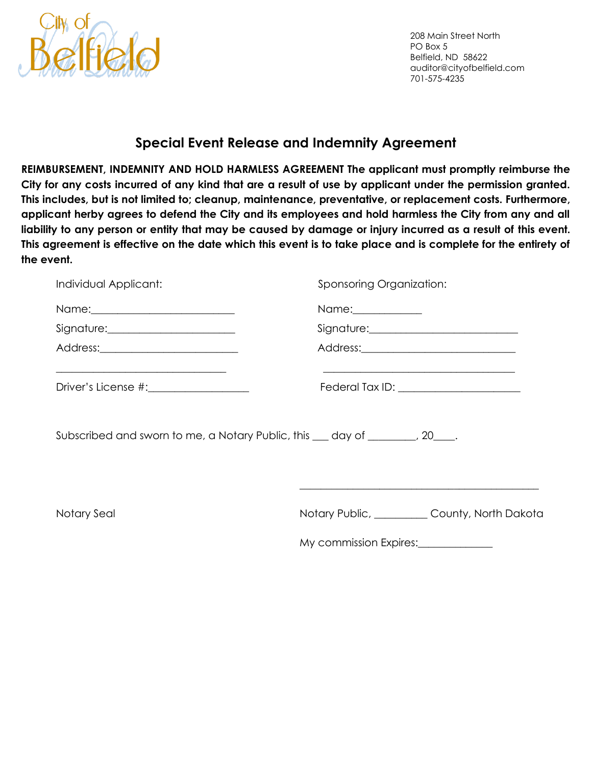City of Belfield

208 Main Street North
PO Box 5
Belfield, ND 58622
auditor@cityofbelfield.com
701-575-4235

## Special Event Release and Indemnity Agreement

**REIMBURSEMENT, INDEMNITY AND HOLD HARMLESS AGREEMENT The applicant must promptly reimburse the City for any costs incurred of any kind that are a result of use by applicant under the permission granted. This includes, but is not limited to; cleanup, maintenance, preventative, or replacement costs. Furthermore, applicant herby agrees to defend the City and its employees and hold harmless the City from any and all liability to any person or entity that may be caused by damage or injury incurred as a result of this event. This agreement is effective on the date which this event is to take place and is complete for the entirety of the event.**

Individual Applicant:

Name:__________________________

Signature:______________________

Address:________________________

________________________________

Driver's License #:_________________

Sponsoring Organization:

Name:____________

Signature:___________________________

Address:____________________________

____________________________________

Federal Tax ID: ______________________

Subscribed and sworn to me, a Notary Public, this ___ day of _________, 20____.

Notary Seal

_____________________________________________

Notary Public, __________ County, North Dakota

My commission Expires:______________